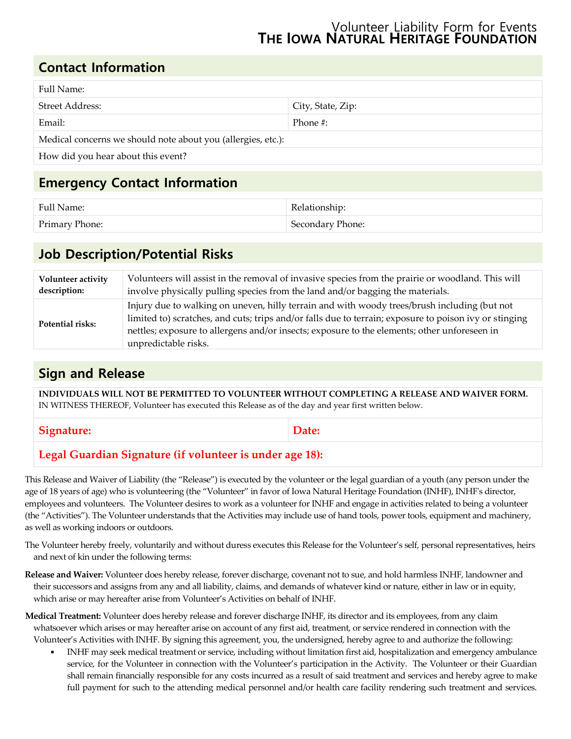# Volunteer Liability Form for Events
# THE IOWA NATURAL HERITAGE FOUNDATION

## Contact Information

| Full Name: | |
|---|---|
| Street Address: | City, State, Zip: |
| Email: | Phone #: |
| Medical concerns we should note about you (allergies, etc.): | |
| How did you hear about this event? | |

## Emergency Contact Information

| Full Name: | Relationship: |
|---|---|
| Primary Phone: | Secondary Phone: |

## Job Description/Potential Risks

| | |
|---|---|
| **Volunteer activity description:** | Volunteers will assist in the removal of invasive species from the prairie or woodland. This will involve physically pulling species from the land and/or bagging the materials. |
| **Potential risks:** | Injury due to walking on uneven, hilly terrain and with woody trees/brush including (but not limited to) scratches, and cuts; trips and/or falls due to terrain; exposure to poison ivy or stinging nettles; exposure to allergens and/or insects; exposure to the elements; other unforeseen in unpredictable risks. |

## Sign and Release

**INDIVIDUALS WILL NOT BE PERMITTED TO VOLUNTEER WITHOUT COMPLETING A RELEASE AND WAIVER FORM.**
IN WITNESS THEREOF, Volunteer has executed this Release as of the day and year first written below.

| **Signature:** | **Date:** |
|---|---|
| **Legal Guardian Signature (if volunteer is under age 18):** | |

This Release and Waiver of Liability (the "Release") is executed by the volunteer or the legal guardian of a youth (any person under the age of 18 years of age) who is volunteering (the "Volunteer" in favor of Iowa Natural Heritage Foundation (INHF), INHF's director, employees and volunteers. The Volunteer desires to work as a volunteer for INHF and engage in activities related to being a volunteer (the "Activities"). The Volunteer understands that the Activities may include use of hand tools, power tools, equipment and machinery, as well as working indoors or outdoors.

The Volunteer hereby freely, voluntarily and without duress executes this Release for the Volunteer's self, personal representatives, heirs and next of kin under the following terms:

**Release and Waiver:** Volunteer does hereby release, forever discharge, covenant not to sue, and hold harmless INHF, landowner and their successors and assigns from any and all liability, claims, and demands of whatever kind or nature, either in law or in equity, which arise or may hereafter arise from Volunteer's Activities on behalf of INHF.

**Medical Treatment:** Volunteer does hereby release and forever discharge INHF, its director and its employees, from any claim whatsoever which arises or may hereafter arise on account of any first aid, treatment, or service rendered in connection with the Volunteer's Activities with INHF. By signing this agreement, you, the undersigned, hereby agree to and authorize the following:

- INHF may seek medical treatment or service, including without limitation first aid, hospitalization and emergency ambulance service, for the Volunteer in connection with the Volunteer's participation in the Activity. The Volunteer or their Guardian shall remain financially responsible for any costs incurred as a result of said treatment and services and hereby agree to make full payment for such to the attending medical personnel and/or health care facility rendering such treatment and services.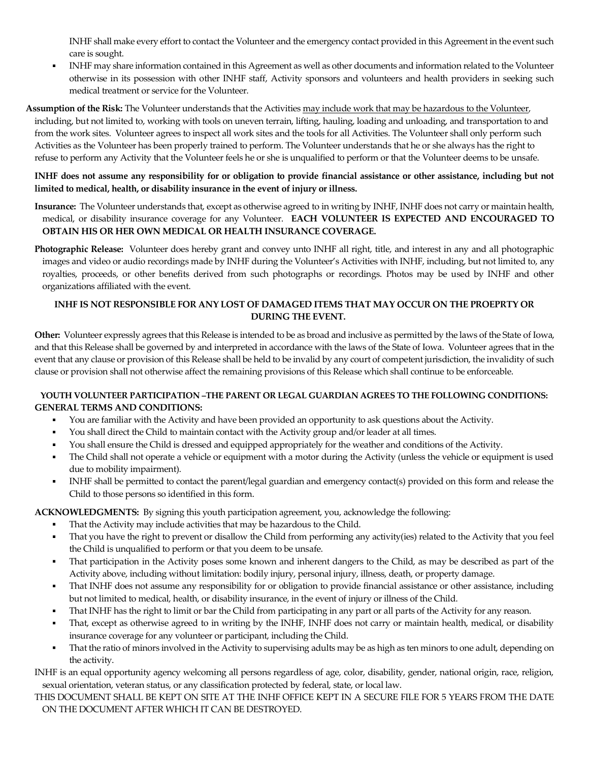INHF shall make every effort to contact the Volunteer and the emergency contact provided in this Agreement in the event such care is sought.

- INHF may share information contained in this Agreement as well as other documents and information related to the Volunteer otherwise in its possession with other INHF staff, Activity sponsors and volunteers and health providers in seeking such medical treatment or service for the Volunteer.

**Assumption of the Risk:** The Volunteer understands that the Activities may include work that may be hazardous to the Volunteer, including, but not limited to, working with tools on uneven terrain, lifting, hauling, loading and unloading, and transportation to and from the work sites. Volunteer agrees to inspect all work sites and the tools for all Activities. The Volunteer shall only perform such Activities as the Volunteer has been properly trained to perform. The Volunteer understands that he or she always has the right to refuse to perform any Activity that the Volunteer feels he or she is unqualified to perform or that the Volunteer deems to be unsafe.

**INHF does not assume any responsibility for or obligation to provide financial assistance or other assistance, including but not limited to medical, health, or disability insurance in the event of injury or illness.**

**Insurance:** The Volunteer understands that, except as otherwise agreed to in writing by INHF, INHF does not carry or maintain health, medical, or disability insurance coverage for any Volunteer. **EACH VOLUNTEER IS EXPECTED AND ENCOURAGED TO OBTAIN HIS OR HER OWN MEDICAL OR HEALTH INSURANCE COVERAGE.**

**Photographic Release:** Volunteer does hereby grant and convey unto INHF all right, title, and interest in any and all photographic images and video or audio recordings made by INHF during the Volunteer's Activities with INHF, including, but not limited to, any royalties, proceeds, or other benefits derived from such photographs or recordings. Photos may be used by INHF and other organizations affiliated with the event.

**INHF IS NOT RESPONSIBLE FOR ANY LOST OF DAMAGED ITEMS THAT MAY OCCUR ON THE PROEPRTY OR DURING THE EVENT.**

**Other:** Volunteer expressly agrees that this Release is intended to be as broad and inclusive as permitted by the laws of the State of Iowa, and that this Release shall be governed by and interpreted in accordance with the laws of the State of Iowa. Volunteer agrees that in the event that any clause or provision of this Release shall be held to be invalid by any court of competent jurisdiction, the invalidity of such clause or provision shall not otherwise affect the remaining provisions of this Release which shall continue to be enforceable.

**YOUTH VOLUNTEER PARTICIPATION –THE PARENT OR LEGAL GUARDIAN AGREES TO THE FOLLOWING CONDITIONS:**

**GENERAL TERMS AND CONDITIONS:**

- You are familiar with the Activity and have been provided an opportunity to ask questions about the Activity.
- You shall direct the Child to maintain contact with the Activity group and/or leader at all times.
- You shall ensure the Child is dressed and equipped appropriately for the weather and conditions of the Activity.
- The Child shall not operate a vehicle or equipment with a motor during the Activity (unless the vehicle or equipment is used due to mobility impairment).
- INHF shall be permitted to contact the parent/legal guardian and emergency contact(s) provided on this form and release the Child to those persons so identified in this form.

**ACKNOWLEDGMENTS:** By signing this youth participation agreement, you, acknowledge the following:

- That the Activity may include activities that may be hazardous to the Child.
- That you have the right to prevent or disallow the Child from performing any activity(ies) related to the Activity that you feel the Child is unqualified to perform or that you deem to be unsafe.
- That participation in the Activity poses some known and inherent dangers to the Child, as may be described as part of the Activity above, including without limitation: bodily injury, personal injury, illness, death, or property damage.
- That INHF does not assume any responsibility for or obligation to provide financial assistance or other assistance, including but not limited to medical, health, or disability insurance, in the event of injury or illness of the Child.
- That INHF has the right to limit or bar the Child from participating in any part or all parts of the Activity for any reason.
- That, except as otherwise agreed to in writing by the INHF, INHF does not carry or maintain health, medical, or disability insurance coverage for any volunteer or participant, including the Child.
- That the ratio of minors involved in the Activity to supervising adults may be as high as ten minors to one adult, depending on the activity.

INHF is an equal opportunity agency welcoming all persons regardless of age, color, disability, gender, national origin, race, religion, sexual orientation, veteran status, or any classification protected by federal, state, or local law.

THIS DOCUMENT SHALL BE KEPT ON SITE AT THE INHF OFFICE KEPT IN A SECURE FILE FOR 5 YEARS FROM THE DATE ON THE DOCUMENT AFTER WHICH IT CAN BE DESTROYED.